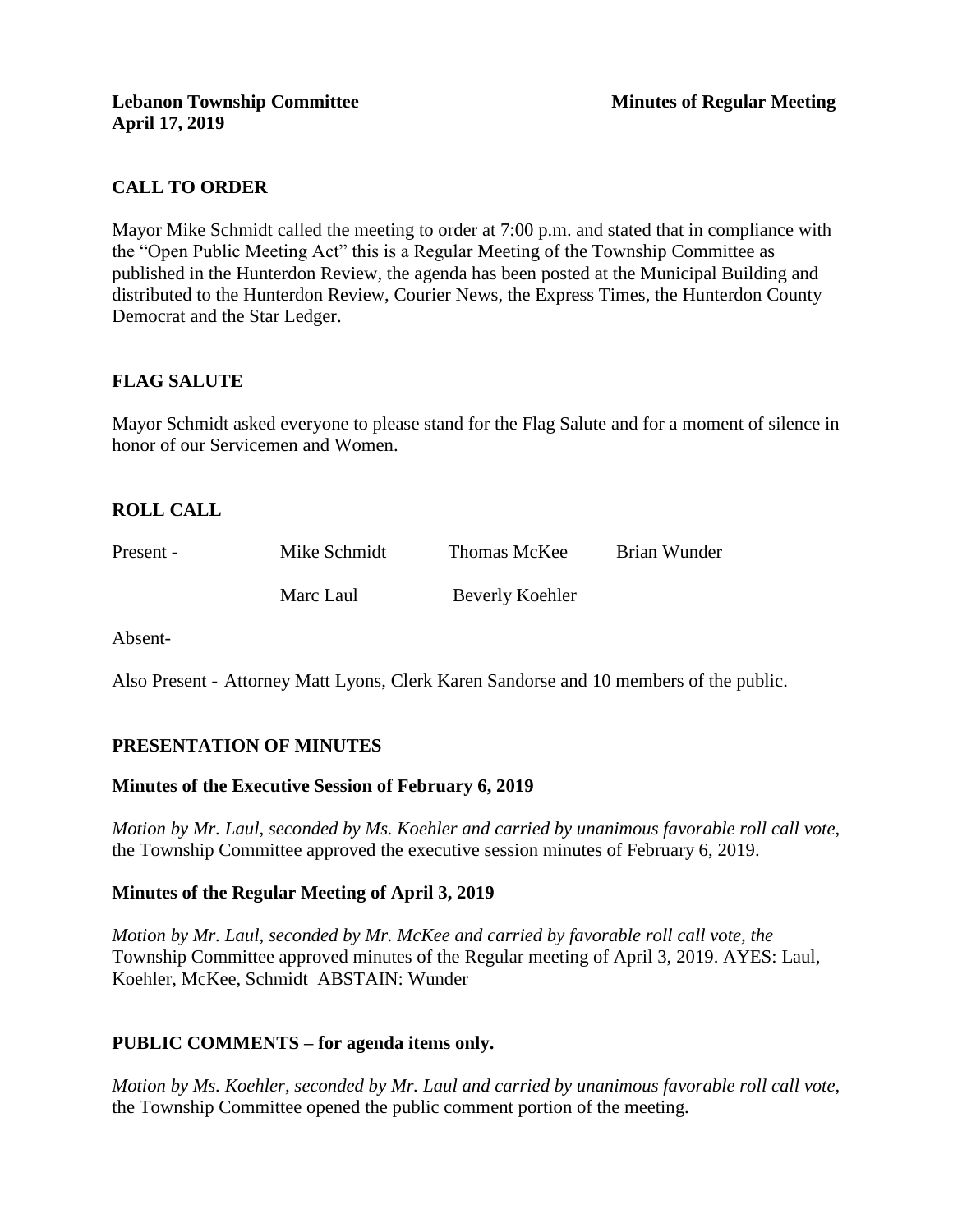**Lebanon Township Committee** **Minutes of Regular Meeting**
**April 17, 2019**

## CALL TO ORDER

Mayor Mike Schmidt called the meeting to order at 7:00 p.m. and stated that in compliance with the "Open Public Meeting Act" this is a Regular Meeting of the Township Committee as published in the Hunterdon Review, the agenda has been posted at the Municipal Building and distributed to the Hunterdon Review, Courier News, the Express Times, the Hunterdon County Democrat and the Star Ledger.

## FLAG SALUTE

Mayor Schmidt asked everyone to please stand for the Flag Salute and for a moment of silence in honor of our Servicemen and Women.

## ROLL CALL

| | | | |
|---|---|---|---|
| Present - | Mike Schmidt | Thomas McKee | Brian Wunder |
| | Marc Laul | Beverly Koehler | |

Absent-

Also Present - Attorney Matt Lyons, Clerk Karen Sandorse and 10 members of the public.

## PRESENTATION OF MINUTES

### Minutes of the Executive Session of February 6, 2019

*Motion by Mr. Laul, seconded by Ms. Koehler and carried by unanimous favorable roll call vote,* the Township Committee approved the executive session minutes of February 6, 2019.

### Minutes of the Regular Meeting of April 3, 2019

*Motion by Mr. Laul, seconded by Mr. McKee and carried by favorable roll call vote, the* Township Committee approved minutes of the Regular meeting of April 3, 2019. AYES: Laul, Koehler, McKee, Schmidt ABSTAIN: Wunder

## PUBLIC COMMENTS – for agenda items only.

*Motion by Ms. Koehler, seconded by Mr. Laul and carried by unanimous favorable roll call vote,* the Township Committee opened the public comment portion of the meeting.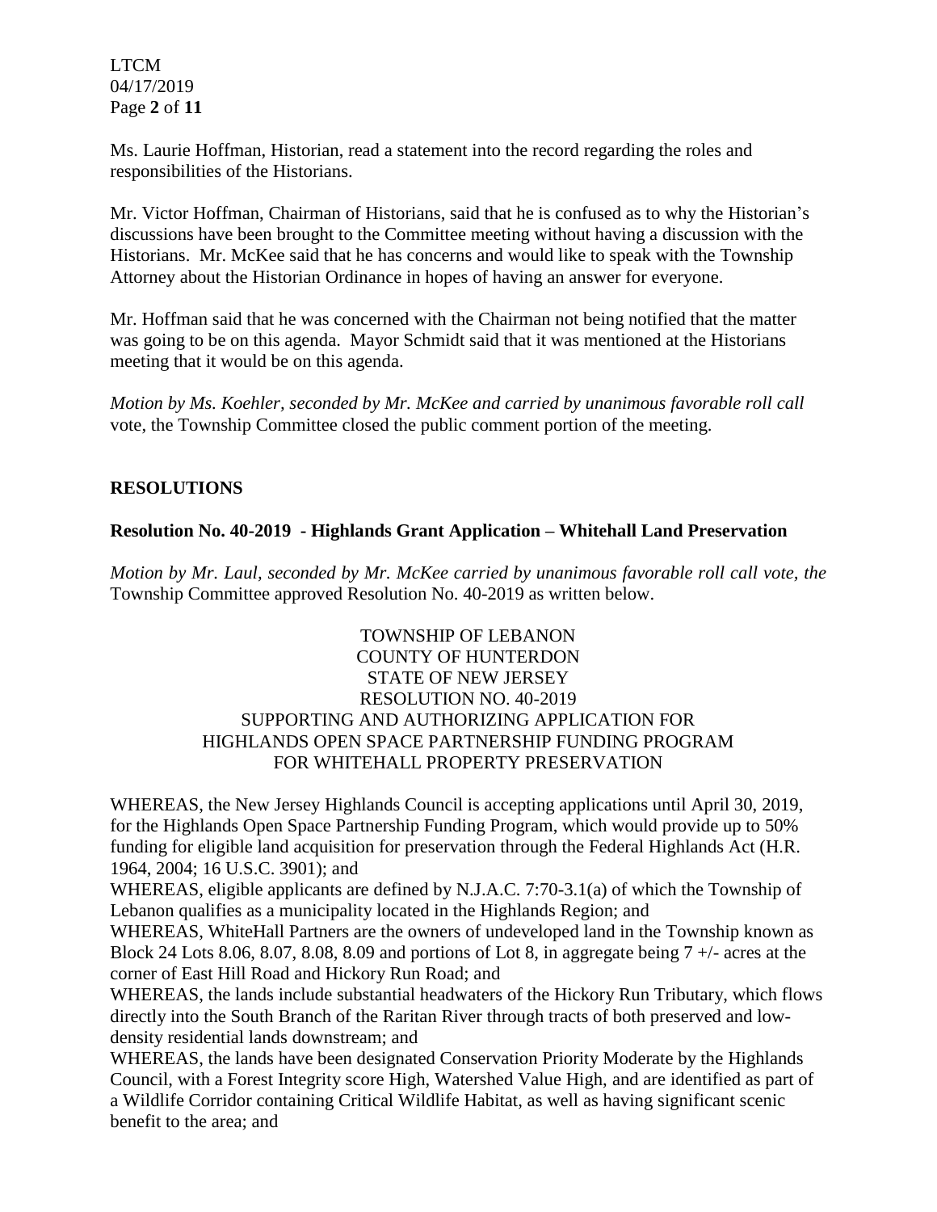Ms. Laurie Hoffman, Historian, read a statement into the record regarding the roles and responsibilities of the Historians.

Mr. Victor Hoffman, Chairman of Historians, said that he is confused as to why the Historian's discussions have been brought to the Committee meeting without having a discussion with the Historians. Mr. McKee said that he has concerns and would like to speak with the Township Attorney about the Historian Ordinance in hopes of having an answer for everyone.

Mr. Hoffman said that he was concerned with the Chairman not being notified that the matter was going to be on this agenda. Mayor Schmidt said that it was mentioned at the Historians meeting that it would be on this agenda.

*Motion by Ms. Koehler, seconded by Mr. McKee and carried by unanimous favorable roll call* vote, the Township Committee closed the public comment portion of the meeting.

## RESOLUTIONS

### Resolution No. 40-2019 - Highlands Grant Application – Whitehall Land Preservation

*Motion by Mr. Laul, seconded by Mr. McKee carried by unanimous favorable roll call vote, the* Township Committee approved Resolution No. 40-2019 as written below.

TOWNSHIP OF LEBANON
COUNTY OF HUNTERDON
STATE OF NEW JERSEY
RESOLUTION NO. 40-2019
SUPPORTING AND AUTHORIZING APPLICATION FOR
HIGHLANDS OPEN SPACE PARTNERSHIP FUNDING PROGRAM
FOR WHITEHALL PROPERTY PRESERVATION

WHEREAS, the New Jersey Highlands Council is accepting applications until April 30, 2019, for the Highlands Open Space Partnership Funding Program, which would provide up to 50% funding for eligible land acquisition for preservation through the Federal Highlands Act (H.R. 1964, 2004; 16 U.S.C. 3901); and

WHEREAS, eligible applicants are defined by N.J.A.C. 7:70-3.1(a) of which the Township of Lebanon qualifies as a municipality located in the Highlands Region; and

WHEREAS, WhiteHall Partners are the owners of undeveloped land in the Township known as Block 24 Lots 8.06, 8.07, 8.08, 8.09 and portions of Lot 8, in aggregate being 7 +/- acres at the corner of East Hill Road and Hickory Run Road; and

WHEREAS, the lands include substantial headwaters of the Hickory Run Tributary, which flows directly into the South Branch of the Raritan River through tracts of both preserved and low-density residential lands downstream; and

WHEREAS, the lands have been designated Conservation Priority Moderate by the Highlands Council, with a Forest Integrity score High, Watershed Value High, and are identified as part of a Wildlife Corridor containing Critical Wildlife Habitat, as well as having significant scenic benefit to the area; and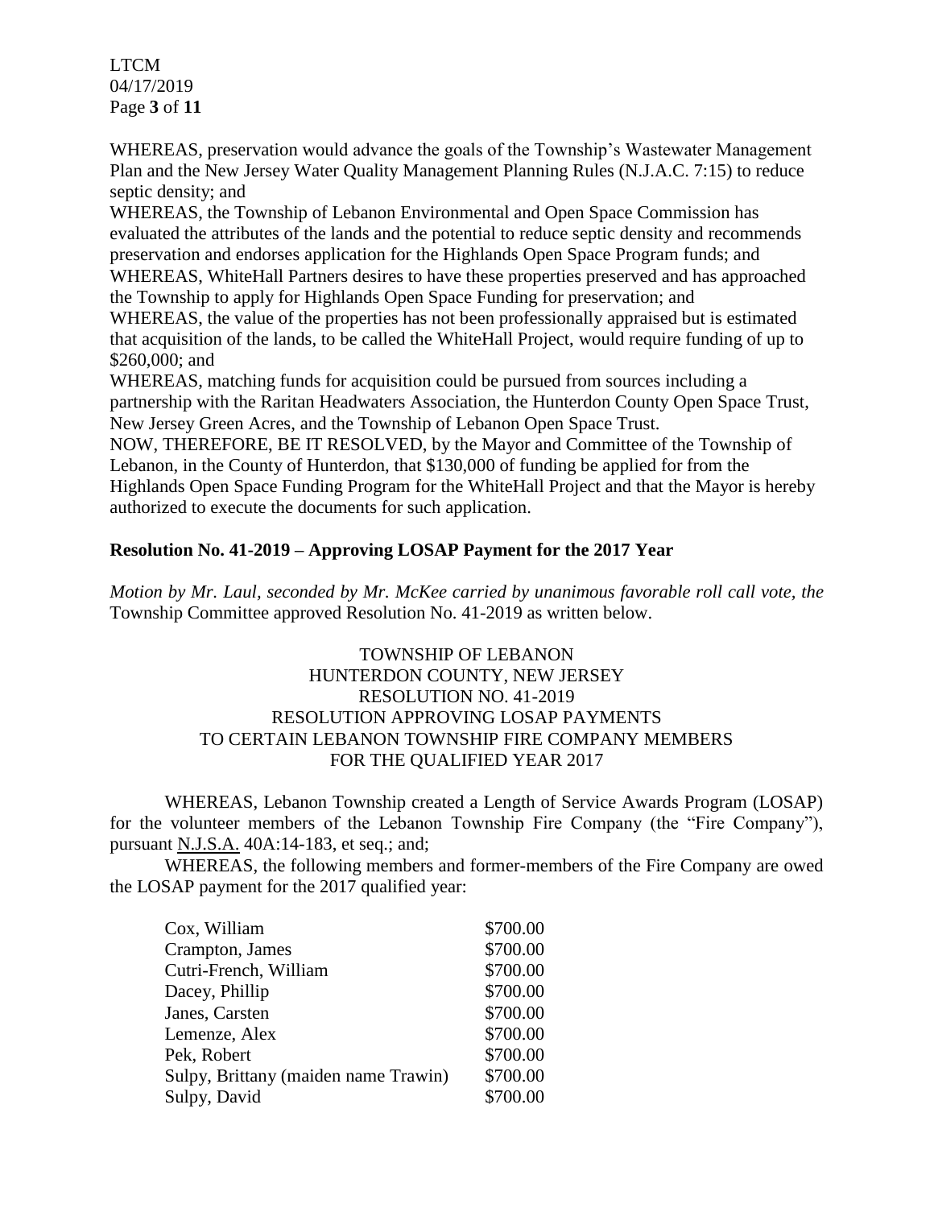WHEREAS, preservation would advance the goals of the Township's Wastewater Management Plan and the New Jersey Water Quality Management Planning Rules (N.J.A.C. 7:15) to reduce septic density; and

WHEREAS, the Township of Lebanon Environmental and Open Space Commission has evaluated the attributes of the lands and the potential to reduce septic density and recommends preservation and endorses application for the Highlands Open Space Program funds; and

WHEREAS, WhiteHall Partners desires to have these properties preserved and has approached the Township to apply for Highlands Open Space Funding for preservation; and

WHEREAS, the value of the properties has not been professionally appraised but is estimated that acquisition of the lands, to be called the WhiteHall Project, would require funding of up to \$260,000; and

WHEREAS, matching funds for acquisition could be pursued from sources including a partnership with the Raritan Headwaters Association, the Hunterdon County Open Space Trust, New Jersey Green Acres, and the Township of Lebanon Open Space Trust.

NOW, THEREFORE, BE IT RESOLVED, by the Mayor and Committee of the Township of Lebanon, in the County of Hunterdon, that \$130,000 of funding be applied for from the Highlands Open Space Funding Program for the WhiteHall Project and that the Mayor is hereby authorized to execute the documents for such application.

**Resolution No. 41-2019 – Approving LOSAP Payment for the 2017 Year**

*Motion by Mr. Laul, seconded by Mr. McKee carried by unanimous favorable roll call vote, the* Township Committee approved Resolution No. 41-2019 as written below.

TOWNSHIP OF LEBANON
HUNTERDON COUNTY, NEW JERSEY
RESOLUTION NO. 41-2019
RESOLUTION APPROVING LOSAP PAYMENTS
TO CERTAIN LEBANON TOWNSHIP FIRE COMPANY MEMBERS
FOR THE QUALIFIED YEAR 2017

WHEREAS, Lebanon Township created a Length of Service Awards Program (LOSAP) for the volunteer members of the Lebanon Township Fire Company (the "Fire Company"), pursuant N.J.S.A. 40A:14-183, et seq.; and;

WHEREAS, the following members and former-members of the Fire Company are owed the LOSAP payment for the 2017 qualified year:

| | |
|---|---|
| Cox, William | \$700.00 |
| Crampton, James | \$700.00 |
| Cutri-French, William | \$700.00 |
| Dacey, Phillip | \$700.00 |
| Janes, Carsten | \$700.00 |
| Lemenze, Alex | \$700.00 |
| Pek, Robert | \$700.00 |
| Sulpy, Brittany (maiden name Trawin) | \$700.00 |
| Sulpy, David | \$700.00 |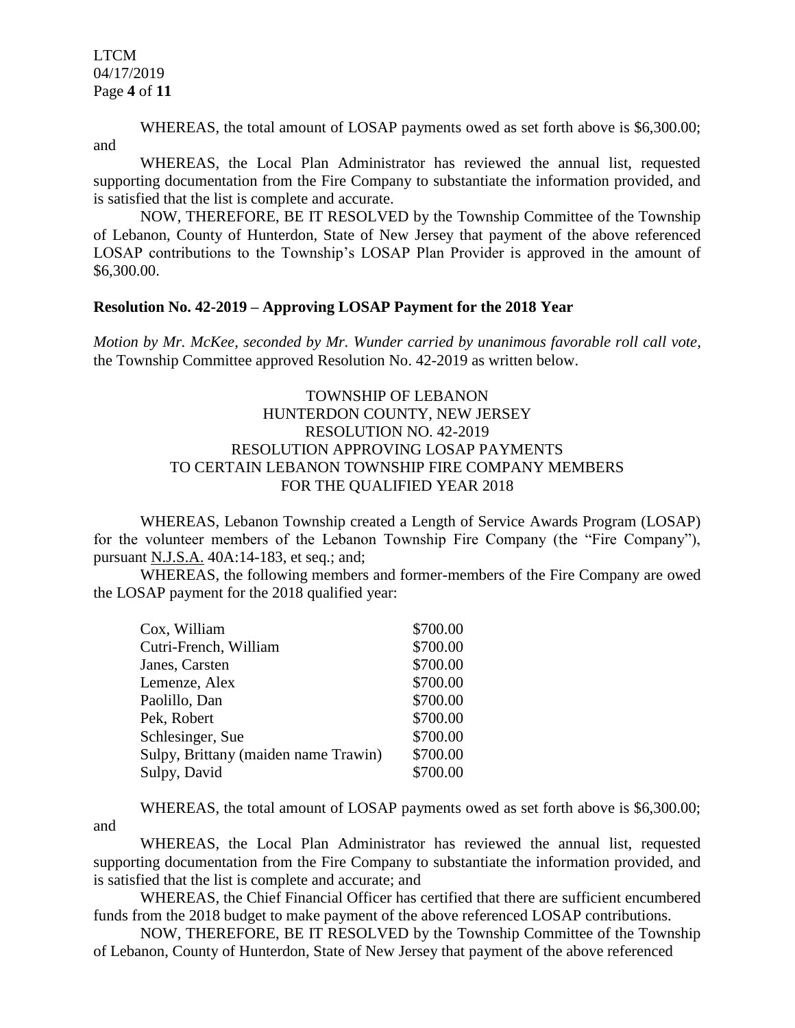WHEREAS, the total amount of LOSAP payments owed as set forth above is $6,300.00; and

WHEREAS, the Local Plan Administrator has reviewed the annual list, requested supporting documentation from the Fire Company to substantiate the information provided, and is satisfied that the list is complete and accurate.

NOW, THEREFORE, BE IT RESOLVED by the Township Committee of the Township of Lebanon, County of Hunterdon, State of New Jersey that payment of the above referenced LOSAP contributions to the Township's LOSAP Plan Provider is approved in the amount of $6,300.00.

**Resolution No. 42-2019 – Approving LOSAP Payment for the 2018 Year**

*Motion by Mr. McKee, seconded by Mr. Wunder carried by unanimous favorable roll call vote,* the Township Committee approved Resolution No. 42-2019 as written below.

TOWNSHIP OF LEBANON
HUNTERDON COUNTY, NEW JERSEY
RESOLUTION NO. 42-2019
RESOLUTION APPROVING LOSAP PAYMENTS
TO CERTAIN LEBANON TOWNSHIP FIRE COMPANY MEMBERS
FOR THE QUALIFIED YEAR 2018

WHEREAS, Lebanon Township created a Length of Service Awards Program (LOSAP) for the volunteer members of the Lebanon Township Fire Company (the "Fire Company"), pursuant N.J.S.A. 40A:14-183, et seq.; and;

WHEREAS, the following members and former-members of the Fire Company are owed the LOSAP payment for the 2018 qualified year:

| | |
|---|---|
| Cox, William | $700.00 |
| Cutri-French, William | $700.00 |
| Janes, Carsten | $700.00 |
| Lemenze, Alex | $700.00 |
| Paolillo, Dan | $700.00 |
| Pek, Robert | $700.00 |
| Schlesinger, Sue | $700.00 |
| Sulpy, Brittany (maiden name Trawin) | $700.00 |
| Sulpy, David | $700.00 |

WHEREAS, the total amount of LOSAP payments owed as set forth above is $6,300.00; and

WHEREAS, the Local Plan Administrator has reviewed the annual list, requested supporting documentation from the Fire Company to substantiate the information provided, and is satisfied that the list is complete and accurate; and

WHEREAS, the Chief Financial Officer has certified that there are sufficient encumbered funds from the 2018 budget to make payment of the above referenced LOSAP contributions.

NOW, THEREFORE, BE IT RESOLVED by the Township Committee of the Township of Lebanon, County of Hunterdon, State of New Jersey that payment of the above referenced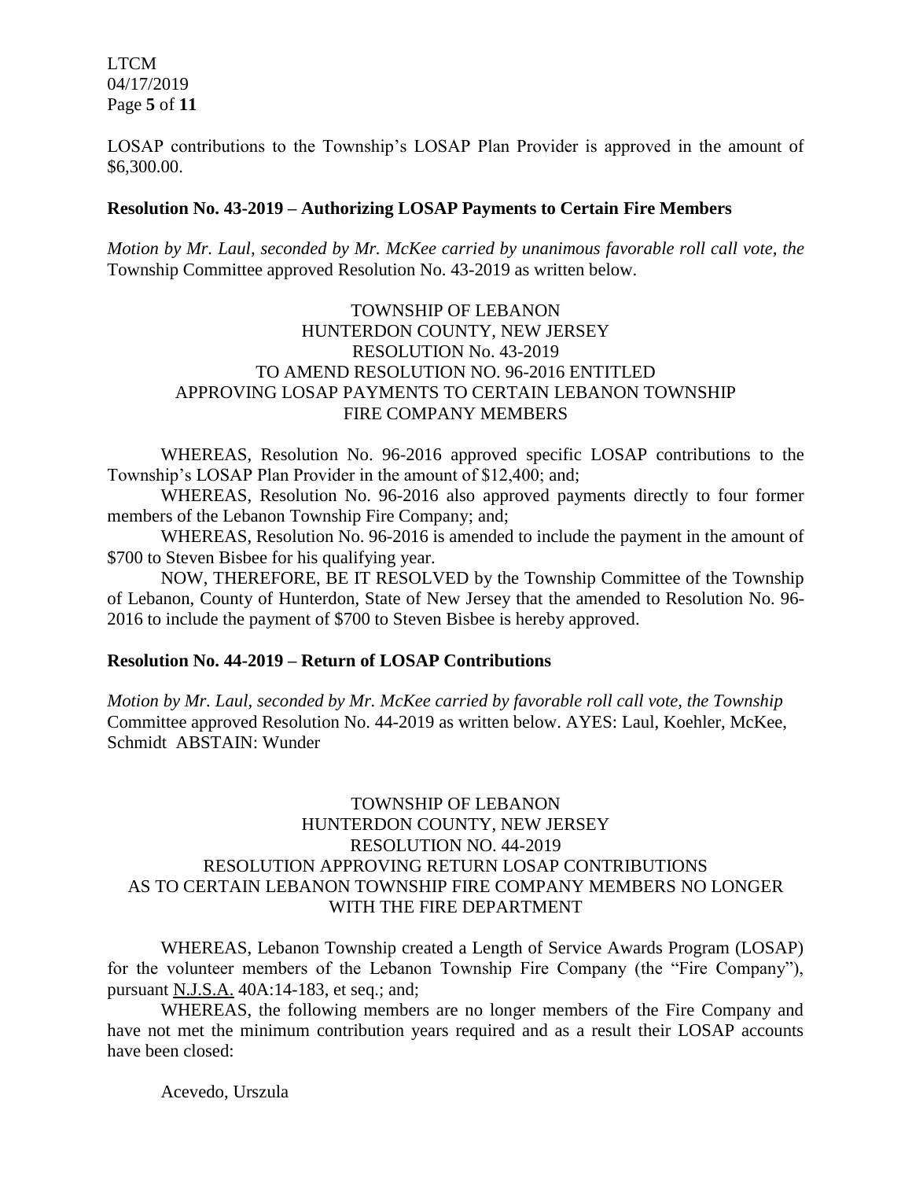LOSAP contributions to the Township's LOSAP Plan Provider is approved in the amount of $6,300.00.

**Resolution No. 43-2019 – Authorizing LOSAP Payments to Certain Fire Members**

*Motion by Mr. Laul, seconded by Mr. McKee carried by unanimous favorable roll call vote, the* Township Committee approved Resolution No. 43-2019 as written below.

TOWNSHIP OF LEBANON
HUNTERDON COUNTY, NEW JERSEY
RESOLUTION No. 43-2019
TO AMEND RESOLUTION NO. 96-2016 ENTITLED
APPROVING LOSAP PAYMENTS TO CERTAIN LEBANON TOWNSHIP
FIRE COMPANY MEMBERS

WHEREAS, Resolution No. 96-2016 approved specific LOSAP contributions to the Township's LOSAP Plan Provider in the amount of $12,400; and;

WHEREAS, Resolution No. 96-2016 also approved payments directly to four former members of the Lebanon Township Fire Company; and;

WHEREAS, Resolution No. 96-2016 is amended to include the payment in the amount of $700 to Steven Bisbee for his qualifying year.

NOW, THEREFORE, BE IT RESOLVED by the Township Committee of the Township of Lebanon, County of Hunterdon, State of New Jersey that the amended to Resolution No. 96-2016 to include the payment of $700 to Steven Bisbee is hereby approved.

**Resolution No. 44-2019 – Return of LOSAP Contributions**

*Motion by Mr. Laul, seconded by Mr. McKee carried by favorable roll call vote, the Township* Committee approved Resolution No. 44-2019 as written below. AYES: Laul, Koehler, McKee, Schmidt ABSTAIN: Wunder

TOWNSHIP OF LEBANON
HUNTERDON COUNTY, NEW JERSEY
RESOLUTION NO. 44-2019
RESOLUTION APPROVING RETURN LOSAP CONTRIBUTIONS
AS TO CERTAIN LEBANON TOWNSHIP FIRE COMPANY MEMBERS NO LONGER
WITH THE FIRE DEPARTMENT

WHEREAS, Lebanon Township created a Length of Service Awards Program (LOSAP) for the volunteer members of the Lebanon Township Fire Company (the "Fire Company"), pursuant N.J.S.A. 40A:14-183, et seq.; and;

WHEREAS, the following members are no longer members of the Fire Company and have not met the minimum contribution years required and as a result their LOSAP accounts have been closed:

Acevedo, Urszula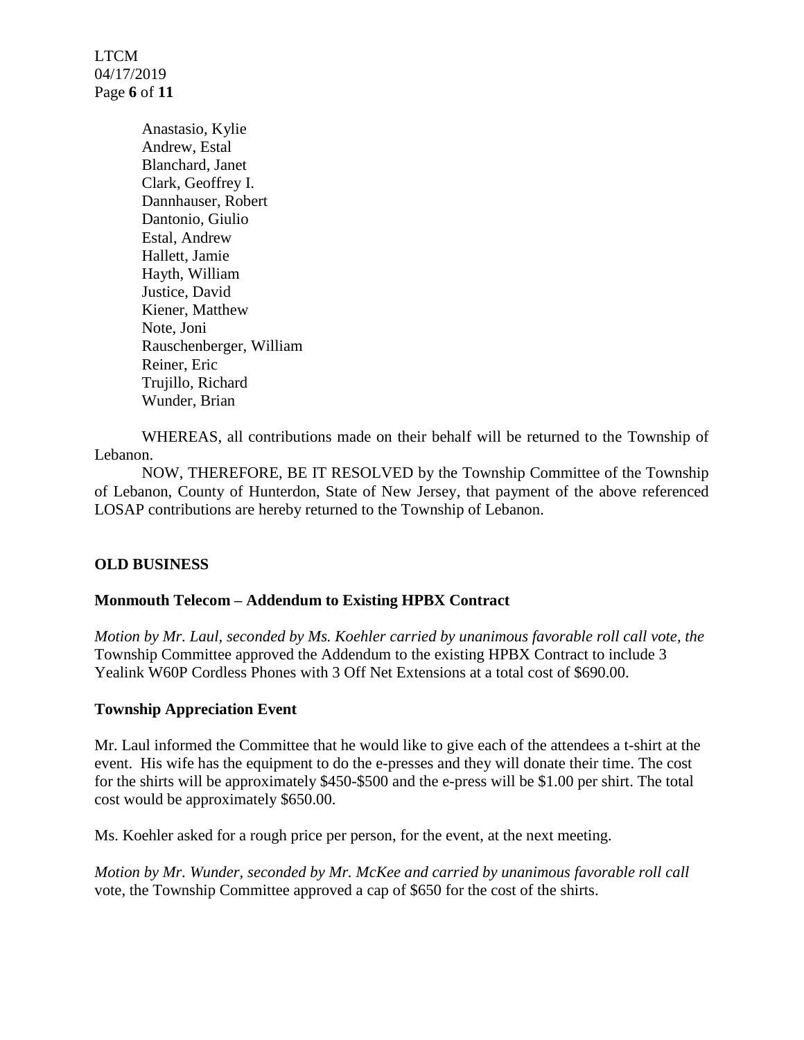Anastasio, Kylie
Andrew, Estal
Blanchard, Janet
Clark, Geoffrey I.
Dannhauser, Robert
Dantonio, Giulio
Estal, Andrew
Hallett, Jamie
Hayth, William
Justice, David
Kiener, Matthew
Note, Joni
Rauschenberger, William
Reiner, Eric
Trujillo, Richard
Wunder, Brian

WHEREAS, all contributions made on their behalf will be returned to the Township of Lebanon.

NOW, THEREFORE, BE IT RESOLVED by the Township Committee of the Township of Lebanon, County of Hunterdon, State of New Jersey, that payment of the above referenced LOSAP contributions are hereby returned to the Township of Lebanon.

**OLD BUSINESS**

**Monmouth Telecom – Addendum to Existing HPBX Contract**

*Motion by Mr. Laul, seconded by Ms. Koehler carried by unanimous favorable roll call vote, the* Township Committee approved the Addendum to the existing HPBX Contract to include 3 Yealink W60P Cordless Phones with 3 Off Net Extensions at a total cost of $690.00.

**Township Appreciation Event**

Mr. Laul informed the Committee that he would like to give each of the attendees a t-shirt at the event. His wife has the equipment to do the e-presses and they will donate their time. The cost for the shirts will be approximately $450-$500 and the e-press will be $1.00 per shirt. The total cost would be approximately $650.00.

Ms. Koehler asked for a rough price per person, for the event, at the next meeting.

*Motion by Mr. Wunder, seconded by Mr. McKee and carried by unanimous favorable roll call* vote, the Township Committee approved a cap of $650 for the cost of the shirts.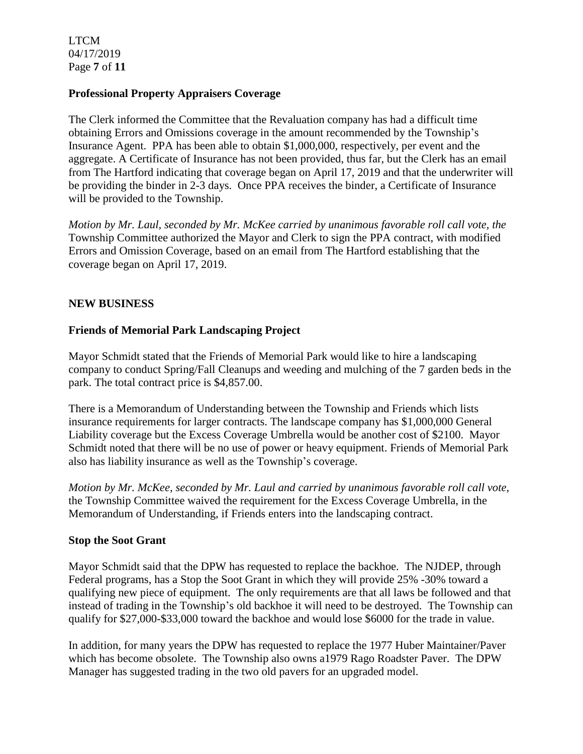### Professional Property Appraisers Coverage

The Clerk informed the Committee that the Revaluation company has had a difficult time obtaining Errors and Omissions coverage in the amount recommended by the Township's Insurance Agent. PPA has been able to obtain $1,000,000, respectively, per event and the aggregate. A Certificate of Insurance has not been provided, thus far, but the Clerk has an email from The Hartford indicating that coverage began on April 17, 2019 and that the underwriter will be providing the binder in 2-3 days. Once PPA receives the binder, a Certificate of Insurance will be provided to the Township.

*Motion by Mr. Laul, seconded by Mr. McKee carried by unanimous favorable roll call vote, the* Township Committee authorized the Mayor and Clerk to sign the PPA contract, with modified Errors and Omission Coverage, based on an email from The Hartford establishing that the coverage began on April 17, 2019.

## NEW BUSINESS

### Friends of Memorial Park Landscaping Project

Mayor Schmidt stated that the Friends of Memorial Park would like to hire a landscaping company to conduct Spring/Fall Cleanups and weeding and mulching of the 7 garden beds in the park. The total contract price is $4,857.00.

There is a Memorandum of Understanding between the Township and Friends which lists insurance requirements for larger contracts. The landscape company has $1,000,000 General Liability coverage but the Excess Coverage Umbrella would be another cost of $2100. Mayor Schmidt noted that there will be no use of power or heavy equipment. Friends of Memorial Park also has liability insurance as well as the Township's coverage.

*Motion by Mr. McKee, seconded by Mr. Laul and carried by unanimous favorable roll call vote,* the Township Committee waived the requirement for the Excess Coverage Umbrella, in the Memorandum of Understanding, if Friends enters into the landscaping contract.

### Stop the Soot Grant

Mayor Schmidt said that the DPW has requested to replace the backhoe. The NJDEP, through Federal programs, has a Stop the Soot Grant in which they will provide 25% -30% toward a qualifying new piece of equipment. The only requirements are that all laws be followed and that instead of trading in the Township's old backhoe it will need to be destroyed. The Township can qualify for $27,000-$33,000 toward the backhoe and would lose $6000 for the trade in value.

In addition, for many years the DPW has requested to replace the 1977 Huber Maintainer/Paver which has become obsolete. The Township also owns a1979 Rago Roadster Paver. The DPW Manager has suggested trading in the two old pavers for an upgraded model.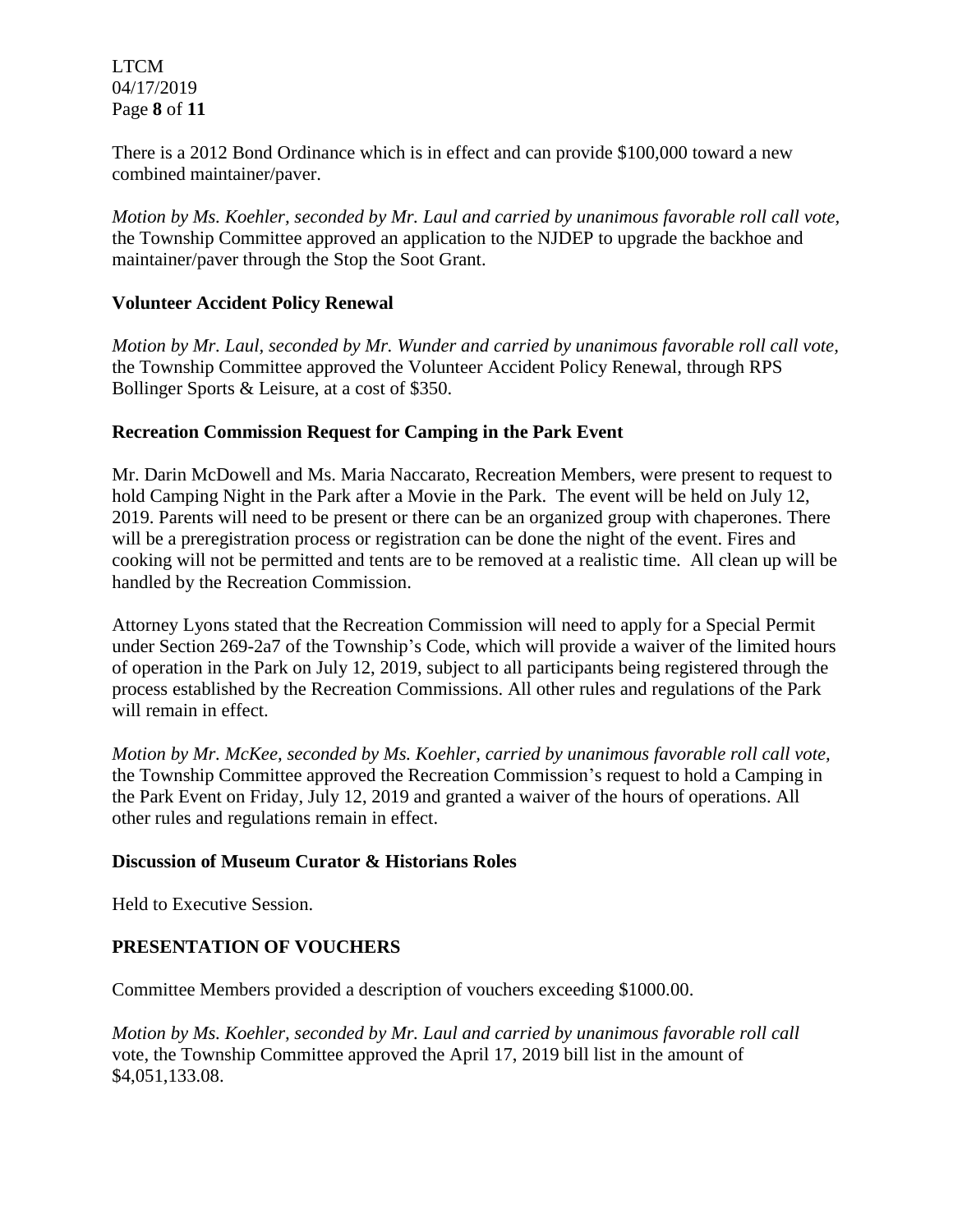There is a 2012 Bond Ordinance which is in effect and can provide $100,000 toward a new combined maintainer/paver.

*Motion by Ms. Koehler, seconded by Mr. Laul and carried by unanimous favorable roll call vote,* the Township Committee approved an application to the NJDEP to upgrade the backhoe and maintainer/paver through the Stop the Soot Grant.

## Volunteer Accident Policy Renewal

*Motion by Mr. Laul, seconded by Mr. Wunder and carried by unanimous favorable roll call vote,* the Township Committee approved the Volunteer Accident Policy Renewal, through RPS Bollinger Sports & Leisure, at a cost of $350.

## Recreation Commission Request for Camping in the Park Event

Mr. Darin McDowell and Ms. Maria Naccarato, Recreation Members, were present to request to hold Camping Night in the Park after a Movie in the Park. The event will be held on July 12, 2019. Parents will need to be present or there can be an organized group with chaperones. There will be a preregistration process or registration can be done the night of the event. Fires and cooking will not be permitted and tents are to be removed at a realistic time. All clean up will be handled by the Recreation Commission.

Attorney Lyons stated that the Recreation Commission will need to apply for a Special Permit under Section 269-2a7 of the Township's Code, which will provide a waiver of the limited hours of operation in the Park on July 12, 2019, subject to all participants being registered through the process established by the Recreation Commissions. All other rules and regulations of the Park will remain in effect.

*Motion by Mr. McKee, seconded by Ms. Koehler, carried by unanimous favorable roll call vote,* the Township Committee approved the Recreation Commission's request to hold a Camping in the Park Event on Friday, July 12, 2019 and granted a waiver of the hours of operations. All other rules and regulations remain in effect.

## Discussion of Museum Curator & Historians Roles

Held to Executive Session.

## PRESENTATION OF VOUCHERS

Committee Members provided a description of vouchers exceeding $1000.00.

*Motion by Ms. Koehler, seconded by Mr. Laul and carried by unanimous favorable roll call* vote, the Township Committee approved the April 17, 2019 bill list in the amount of $4,051,133.08.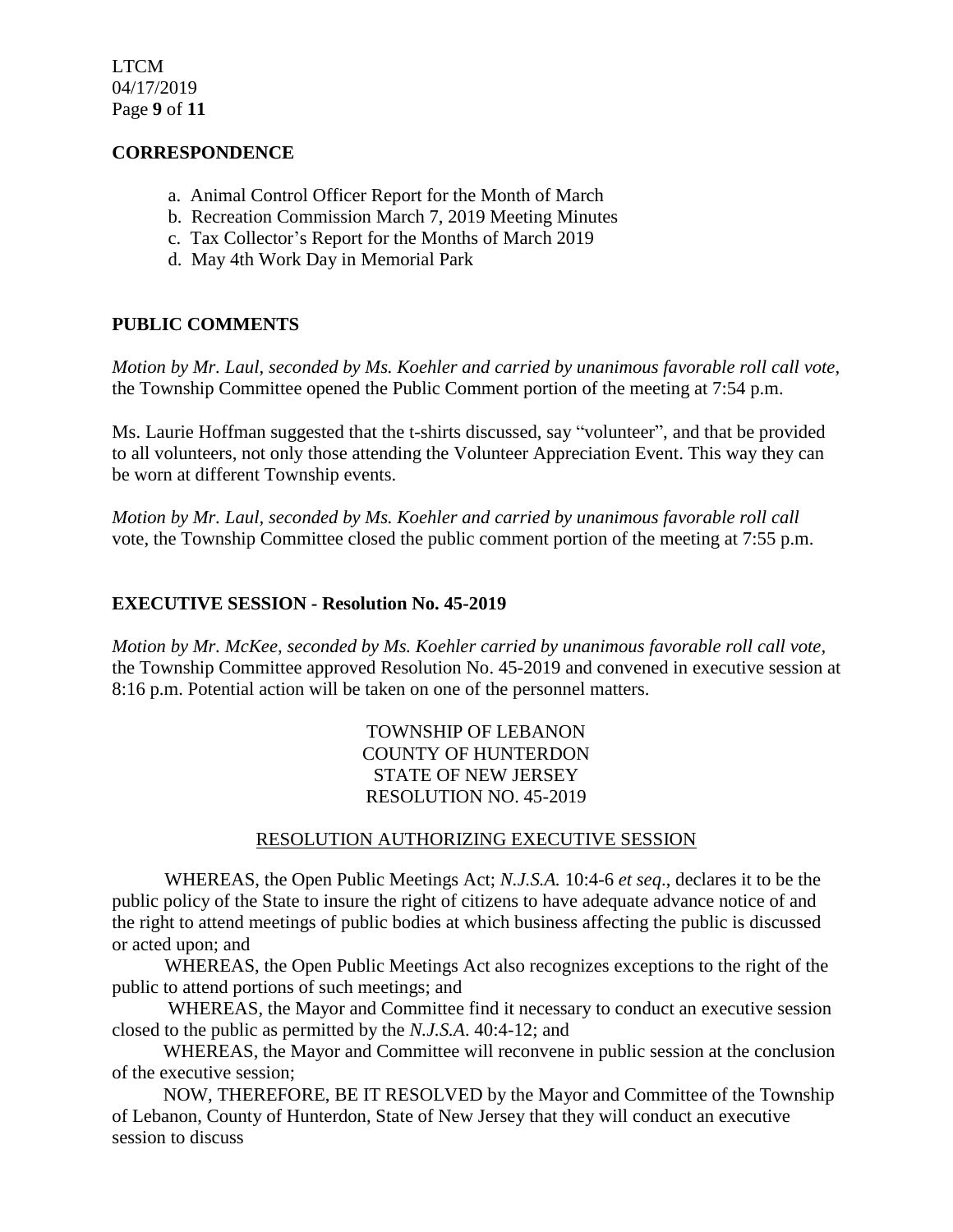## CORRESPONDENCE

a. Animal Control Officer Report for the Month of March
b. Recreation Commission March 7, 2019 Meeting Minutes
c. Tax Collector's Report for the Months of March 2019
d. May 4th Work Day in Memorial Park

## PUBLIC COMMENTS

*Motion by Mr. Laul, seconded by Ms. Koehler and carried by unanimous favorable roll call vote,* the Township Committee opened the Public Comment portion of the meeting at 7:54 p.m.

Ms. Laurie Hoffman suggested that the t-shirts discussed, say "volunteer", and that be provided to all volunteers, not only those attending the Volunteer Appreciation Event. This way they can be worn at different Township events.

*Motion by Mr. Laul, seconded by Ms. Koehler and carried by unanimous favorable roll call* vote, the Township Committee closed the public comment portion of the meeting at 7:55 p.m.

## EXECUTIVE SESSION - Resolution No. 45-2019

*Motion by Mr. McKee, seconded by Ms. Koehler carried by unanimous favorable roll call vote,* the Township Committee approved Resolution No. 45-2019 and convened in executive session at 8:16 p.m. Potential action will be taken on one of the personnel matters.

TOWNSHIP OF LEBANON
COUNTY OF HUNTERDON
STATE OF NEW JERSEY
RESOLUTION NO. 45-2019

RESOLUTION AUTHORIZING EXECUTIVE SESSION

WHEREAS, the Open Public Meetings Act; *N.J.S.A.* 10:4-6 *et seq*., declares it to be the public policy of the State to insure the right of citizens to have adequate advance notice of and the right to attend meetings of public bodies at which business affecting the public is discussed or acted upon; and

WHEREAS, the Open Public Meetings Act also recognizes exceptions to the right of the public to attend portions of such meetings; and

WHEREAS, the Mayor and Committee find it necessary to conduct an executive session closed to the public as permitted by the *N.J.S.A*. 40:4-12; and

WHEREAS, the Mayor and Committee will reconvene in public session at the conclusion of the executive session;

NOW, THEREFORE, BE IT RESOLVED by the Mayor and Committee of the Township of Lebanon, County of Hunterdon, State of New Jersey that they will conduct an executive session to discuss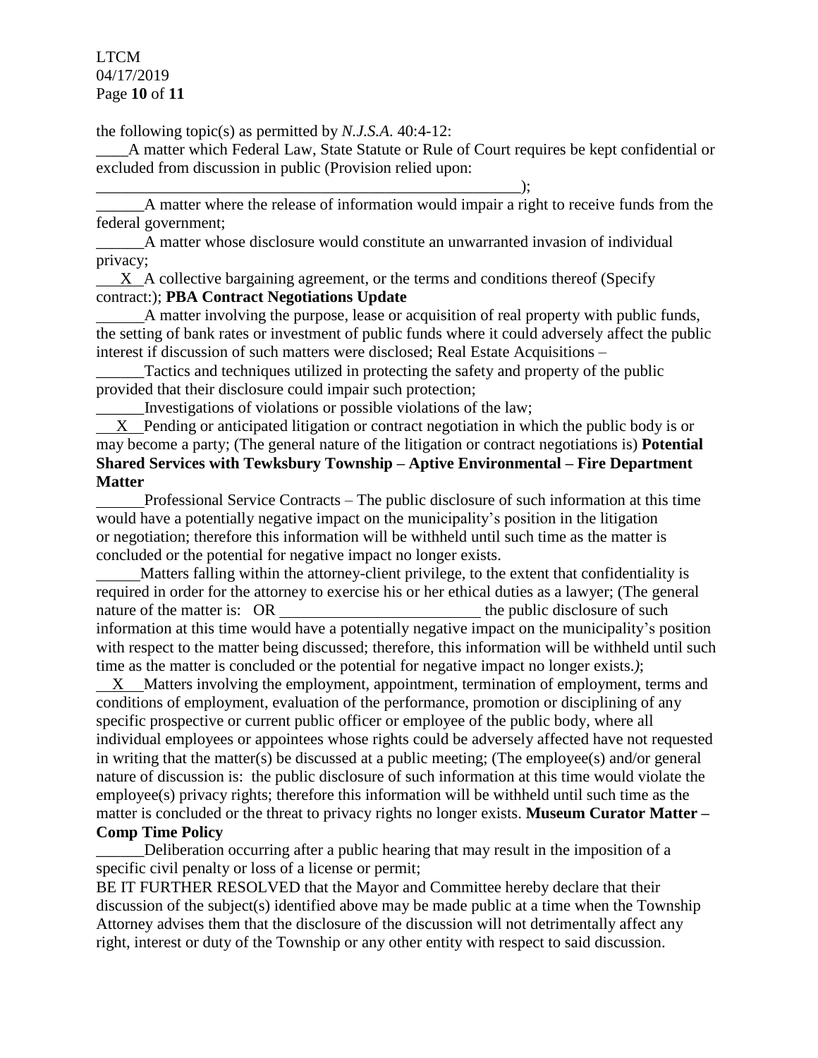the following topic(s) as permitted by *N.J.S.A.* 40:4-12:

____A matter which Federal Law, State Statute or Rule of Court requires be kept confidential or excluded from discussion in public (Provision relied upon: _______________________________________________________);

______A matter where the release of information would impair a right to receive funds from the federal government;

______A matter whose disclosure would constitute an unwarranted invasion of individual privacy;

___X_A collective bargaining agreement, or the terms and conditions thereof (Specify contract:); **PBA Contract Negotiations Update**

______A matter involving the purpose, lease or acquisition of real property with public funds, the setting of bank rates or investment of public funds where it could adversely affect the public interest if discussion of such matters were disclosed; Real Estate Acquisitions –

______Tactics and techniques utilized in protecting the safety and property of the public provided that their disclosure could impair such protection;

______Investigations of violations or possible violations of the law;

__X__Pending or anticipated litigation or contract negotiation in which the public body is or may become a party; (The general nature of the litigation or contract negotiations is) **Potential Shared Services with Tewksbury Township – Aptive Environmental – Fire Department Matter**

______Professional Service Contracts – The public disclosure of such information at this time would have a potentially negative impact on the municipality's position in the litigation or negotiation; therefore this information will be withheld until such time as the matter is concluded or the potential for negative impact no longer exists.

______Matters falling within the attorney-client privilege, to the extent that confidentiality is required in order for the attorney to exercise his or her ethical duties as a lawyer; (The general nature of the matter is: OR _________________________ the public disclosure of such information at this time would have a potentially negative impact on the municipality's position with respect to the matter being discussed; therefore, this information will be withheld until such time as the matter is concluded or the potential for negative impact no longer exists.*)*;

__X__Matters involving the employment, appointment, termination of employment, terms and conditions of employment, evaluation of the performance, promotion or disciplining of any specific prospective or current public officer or employee of the public body, where all individual employees or appointees whose rights could be adversely affected have not requested in writing that the matter(s) be discussed at a public meeting; (The employee(s) and/or general nature of discussion is: the public disclosure of such information at this time would violate the employee(s) privacy rights; therefore this information will be withheld until such time as the matter is concluded or the threat to privacy rights no longer exists. **Museum Curator Matter – Comp Time Policy**

______Deliberation occurring after a public hearing that may result in the imposition of a specific civil penalty or loss of a license or permit;

BE IT FURTHER RESOLVED that the Mayor and Committee hereby declare that their discussion of the subject(s) identified above may be made public at a time when the Township Attorney advises them that the disclosure of the discussion will not detrimentally affect any right, interest or duty of the Township or any other entity with respect to said discussion.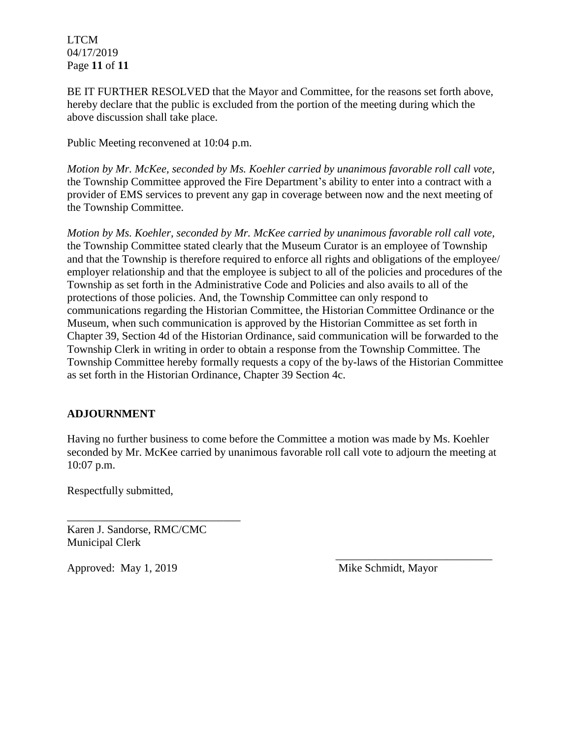BE IT FURTHER RESOLVED that the Mayor and Committee, for the reasons set forth above, hereby declare that the public is excluded from the portion of the meeting during which the above discussion shall take place.

Public Meeting reconvened at 10:04 p.m.

*Motion by Mr. McKee, seconded by Ms. Koehler carried by unanimous favorable roll call vote,* the Township Committee approved the Fire Department's ability to enter into a contract with a provider of EMS services to prevent any gap in coverage between now and the next meeting of the Township Committee.

*Motion by Ms. Koehler, seconded by Mr. McKee carried by unanimous favorable roll call vote,* the Township Committee stated clearly that the Museum Curator is an employee of Township and that the Township is therefore required to enforce all rights and obligations of the employee/ employer relationship and that the employee is subject to all of the policies and procedures of the Township as set forth in the Administrative Code and Policies and also avails to all of the protections of those policies. And, the Township Committee can only respond to communications regarding the Historian Committee, the Historian Committee Ordinance or the Museum, when such communication is approved by the Historian Committee as set forth in Chapter 39, Section 4d of the Historian Ordinance, said communication will be forwarded to the Township Clerk in writing in order to obtain a response from the Township Committee. The Township Committee hereby formally requests a copy of the by-laws of the Historian Committee as set forth in the Historian Ordinance, Chapter 39 Section 4c.

## ADJOURNMENT

Having no further business to come before the Committee a motion was made by Ms. Koehler seconded by Mr. McKee carried by unanimous favorable roll call vote to adjourn the meeting at 10:07 p.m.

Respectfully submitted,

\_\_\_\_\_\_\_\_\_\_\_\_\_\_\_\_\_\_\_\_\_\_\_\_\_\_\_\_\_\_\_

Karen J. Sandorse, RMC/CMC
Municipal Clerk

\_\_\_\_\_\_\_\_\_\_\_\_\_\_\_\_\_\_\_\_\_\_\_\_\_\_\_\_\_\_\_

Approved: May 1, 2019 Mike Schmidt, Mayor